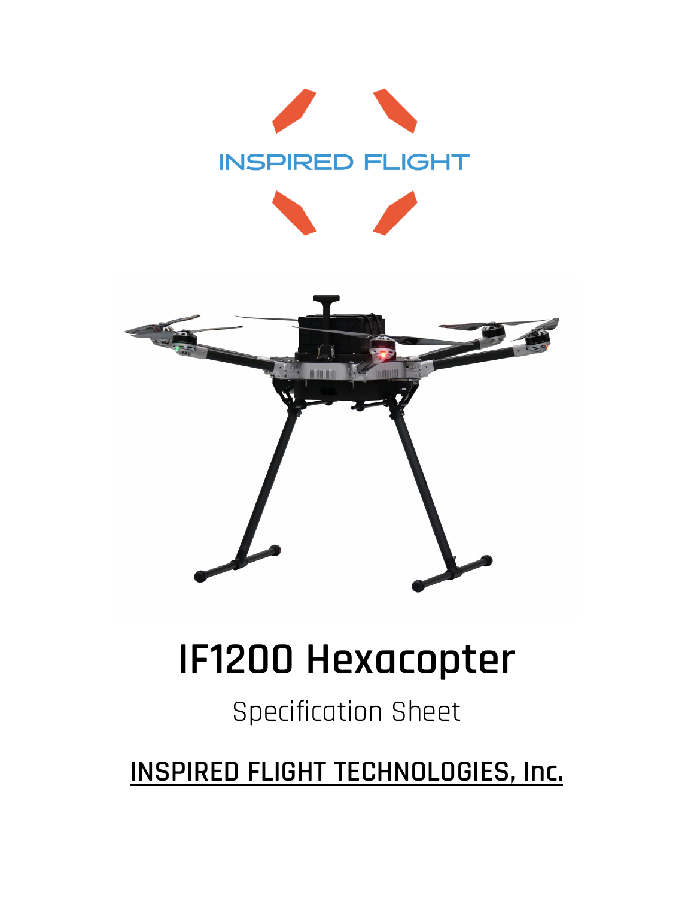INSPIRED FLIGHT

# IF1200 Hexacopter

Specification Sheet

**INSPIRED FLIGHT TECHNOLOGIES, Inc.**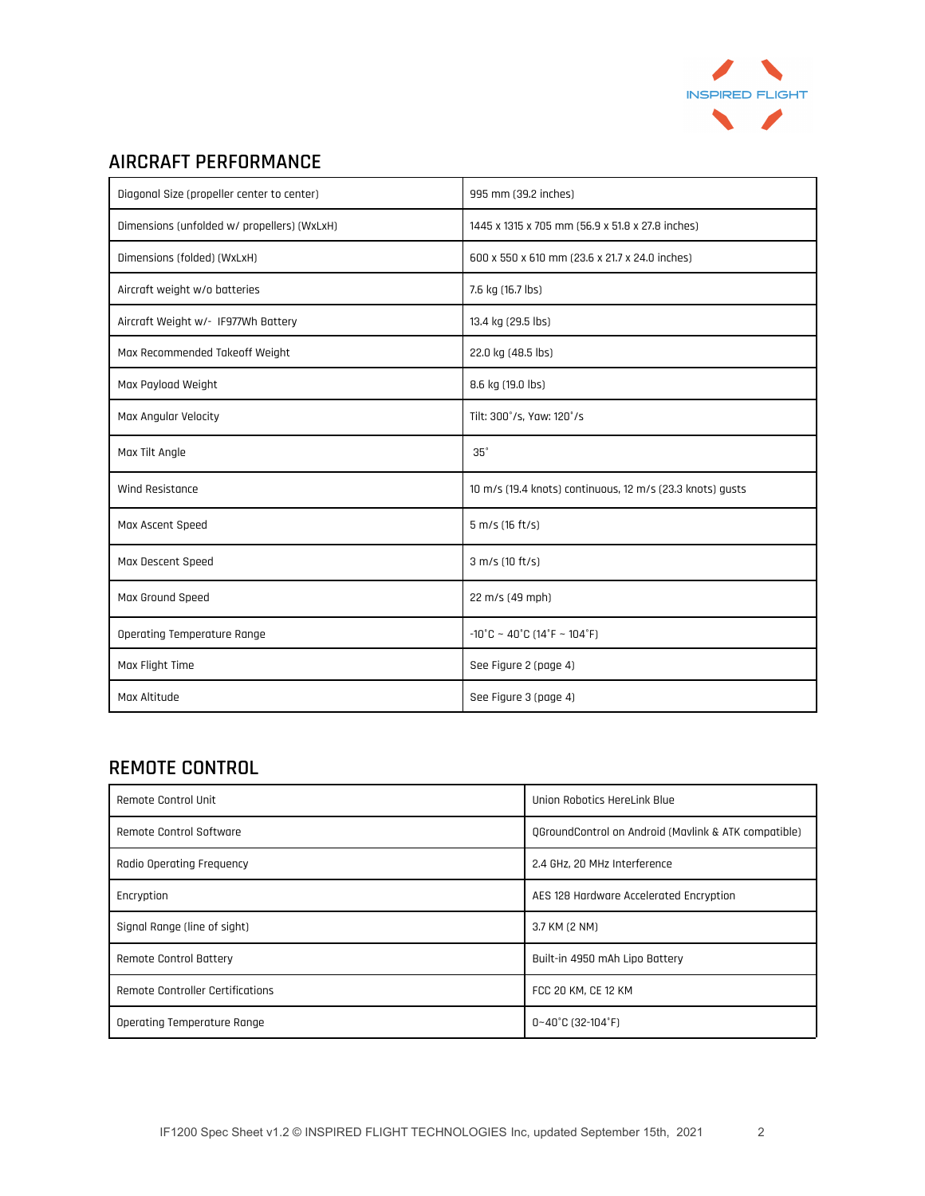## AIRCRAFT PERFORMANCE

| | |
|---|---|
| Diagonal Size (propeller center to center) | 995 mm (39.2 inches) |
| Dimensions (unfolded w/ propellers) (WxLxH) | 1445 x 1315 x 705 mm (56.9 x 51.8 x 27.8 inches) |
| Dimensions (folded) (WxLxH) | 600 x 550 x 610 mm (23.6 x 21.7 x 24.0 inches) |
| Aircraft weight w/o batteries | 7.6 kg (16.7 lbs) |
| Aircraft Weight w/- IF977Wh Battery | 13.4 kg (29.5 lbs) |
| Max Recommended Takeoff Weight | 22.0 kg (48.5 lbs) |
| Max Payload Weight | 8.6 kg (19.0 lbs) |
| Max Angular Velocity | Tilt: 300˚/s, Yaw: 120˚/s |
| Max Tilt Angle | 35˚ |
| Wind Resistance | 10 m/s (19.4 knots) continuous, 12 m/s (23.3 knots) gusts |
| Max Ascent Speed | 5 m/s (16 ft/s) |
| Max Descent Speed | 3 m/s (10 ft/s) |
| Max Ground Speed | 22 m/s (49 mph) |
| Operating Temperature Range | -10˚C ~ 40˚C (14˚F ~ 104˚F) |
| Max Flight Time | See Figure 2 (page 4) |
| Max Altitude | See Figure 3 (page 4) |

## REMOTE CONTROL

| | |
|---|---|
| Remote Control Unit | Union Robotics HereLink Blue |
| Remote Control Software | QGroundControl on Android (Mavlink & ATK compatible) |
| Radio Operating Frequency | 2.4 GHz, 20 MHz Interference |
| Encryption | AES 128 Hardware Accelerated Encryption |
| Signal Range (line of sight) | 3.7 KM (2 NM) |
| Remote Control Battery | Built-in 4950 mAh Lipo Battery |
| Remote Controller Certifications | FCC 20 KM, CE 12 KM |
| Operating Temperature Range | 0~40˚C (32-104˚F) |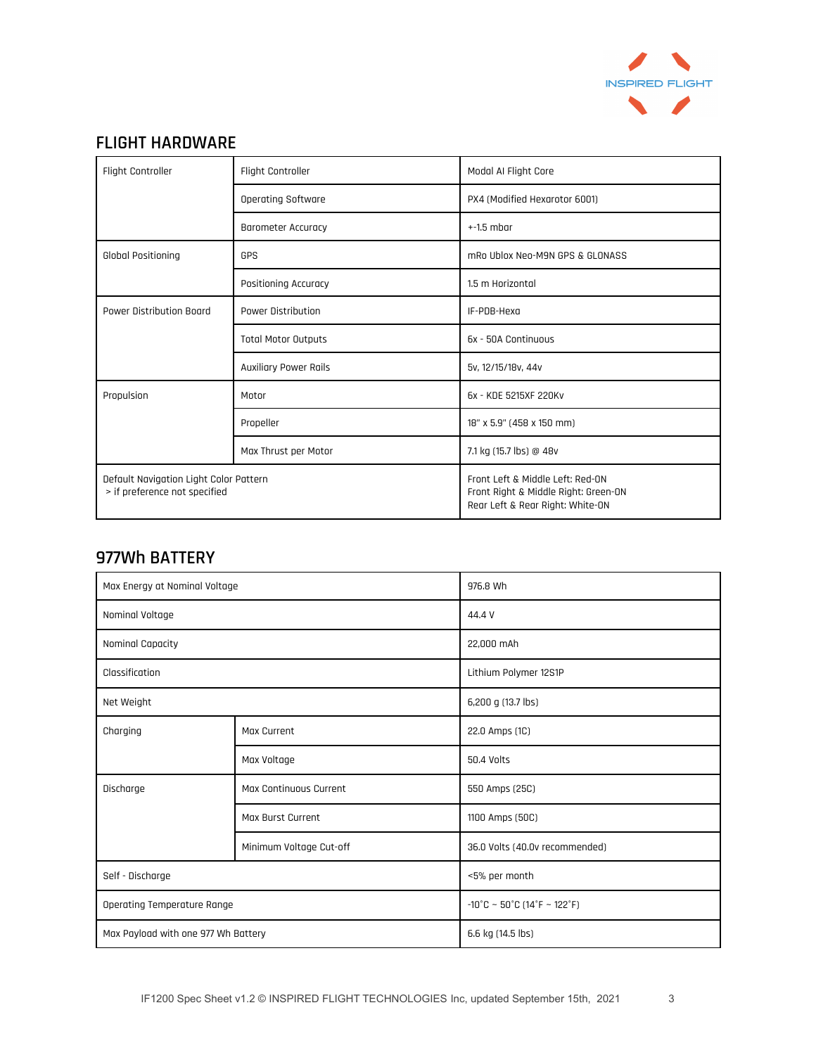## FLIGHT HARDWARE

| | | |
|---|---|---|
| Flight Controller | Flight Controller | Modal AI Flight Core |
| | Operating Software | PX4 (Modified Hexarotor 6001) |
| | Barometer Accuracy | +-1.5 mbar |
| Global Positioning | GPS | mRo Ublox Neo-M9N GPS & GLONASS |
| | Positioning Accuracy | 1.5 m Horizontal |
| Power Distribution Board | Power Distribution | IF-PDB-Hexa |
| | Total Motor Outputs | 6x - 50A Continuous |
| | Auxiliary Power Rails | 5v, 12/15/18v, 44v |
| Propulsion | Motor | 6x - KDE 5215XF 220Kv |
| | Propeller | 18" x 5.9" (458 x 150 mm) |
| | Max Thrust per Motor | 7.1 kg (15.7 lbs) @ 48v |
| Default Navigation Light Color Pattern<br>> if preference not specified | | Front Left & Middle Left: Red-ON<br>Front Right & Middle Right: Green-ON<br>Rear Left & Rear Right: White-ON |

## 977Wh BATTERY

| | | |
|---|---|---|
| Max Energy at Nominal Voltage | | 976.8 Wh |
| Nominal Voltage | | 44.4 V |
| Nominal Capacity | | 22,000 mAh |
| Classification | | Lithium Polymer 12S1P |
| Net Weight | | 6,200 g (13.7 lbs) |
| Charging | Max Current | 22.0 Amps (1C) |
| | Max Voltage | 50.4 Volts |
| Discharge | Max Continuous Current | 550 Amps (25C) |
| | Max Burst Current | 1100 Amps (50C) |
| | Minimum Voltage Cut-off | 36.0 Volts (40.0v recommended) |
| Self - Discharge | | <5% per month |
| Operating Temperature Range | | -10˚C ~ 50˚C (14˚F ~ 122˚F) |
| Max Payload with one 977 Wh Battery | | 6.6 kg (14.5 lbs) |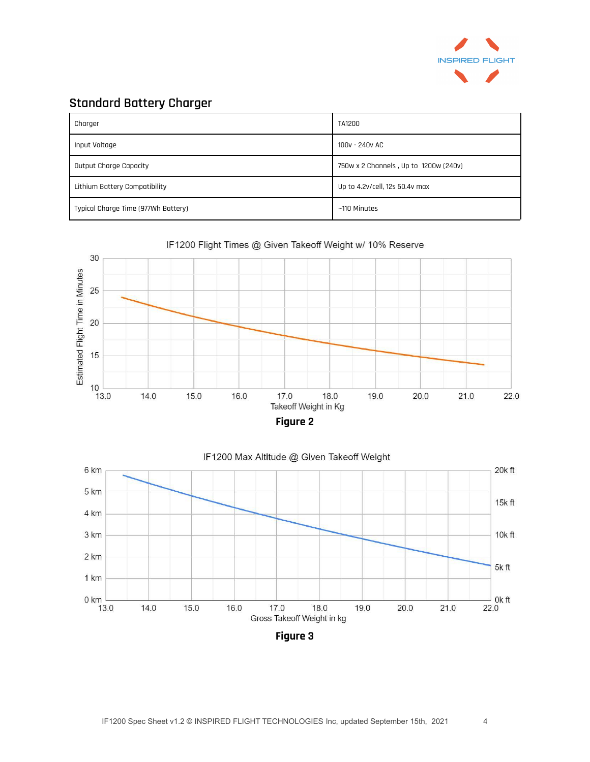## Standard Battery Charger

| | |
|---|---|
| Charger | TA1200 |
| Input Voltage | 100v - 240v AC |
| Output Charge Capacity | 750w x 2 Channels , Up to 1200w (240v) |
| Lithium Battery Compatibility | Up to 4.2v/cell, 12s 50.4v max |
| Typical Charge Time (977Wh Battery) | ~110 Minutes |

IF1200 Flight Times @ Given Takeoff Weight w/ 10% Reserve

Estimated Flight Time in Minutes

30
25
20
15
10

13.0 14.0 15.0 16.0 17.0 18.0 19.0 20.0 21.0 22.0

Takeoff Weight in Kg

**Figure 2**

IF1200 Max Altitude @ Given Takeoff Weight

6 km
5 km
4 km
3 km
2 km
1 km
0 km

20k ft
15k ft
10k ft
5k ft
0k ft

13.0 14.0 15.0 16.0 17.0 18.0 19.0 20.0 21.0 22.0

Gross Takeoff Weight in kg

**Figure 3**

IF1200 Spec Sheet v1.2 © INSPIRED FLIGHT TECHNOLOGIES Inc, updated September 15th, 2021